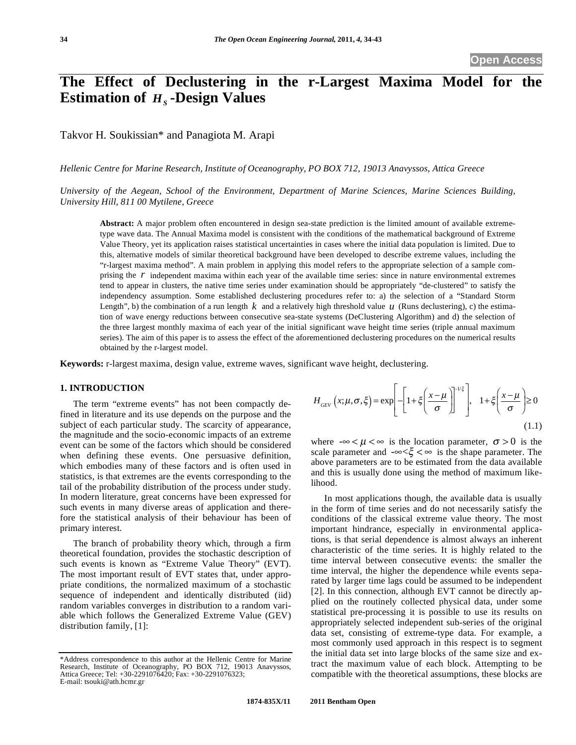Open Access

# The Effect of Declustering in the r-Largest Maxima Model for the Estimation of $H_S$-Design Values

Takvor H. Soukissian* and Panagiota M. Arapi

*Hellenic Centre for Marine Research, Institute of Oceanography, PO BOX 712, 19013 Anavyssos, Attica Greece*

*University of the Aegean, School of the Environment, Department of Marine Sciences, Marine Sciences Building, University Hill, 811 00 Mytilene, Greece*

**Abstract:** A major problem often encountered in design sea-state prediction is the limited amount of available extreme-type wave data. The Annual Maxima model is consistent with the conditions of the mathematical background of Extreme Value Theory, yet its application raises statistical uncertainties in cases where the initial data population is limited. Due to this, alternative models of similar theoretical background have been developed to describe extreme values, including the "r-largest maxima method". A main problem in applying this model refers to the appropriate selection of a sample comprising the $r$ independent maxima within each year of the available time series: since in nature environmental extremes tend to appear in clusters, the native time series under examination should be appropriately "de-clustered" to satisfy the independency assumption. Some established declustering procedures refer to: a) the selection of a "Standard Storm Length", b) the combination of a run length $k$ and a relatively high threshold value $u$ (Runs declustering), c) the estimation of wave energy reductions between consecutive sea-state systems (DeClustering Algorithm) and d) the selection of the three largest monthly maxima of each year of the initial significant wave height time series (triple annual maximum series). The aim of this paper is to assess the effect of the aforementioned declustering procedures on the numerical results obtained by the r-largest model.

**Keywords:** r-largest maxima, design value, extreme waves, significant wave height, declustering.

## 1. INTRODUCTION

The term "extreme events" has not been compactly defined in literature and its use depends on the purpose and the subject of each particular study. The scarcity of appearance, the magnitude and the socio-economic impacts of an extreme event can be some of the factors which should be considered when defining these events. One persuasive definition, which embodies many of these factors and is often used in statistics, is that extremes are the events corresponding to the tail of the probability distribution of the process under study. In modern literature, great concerns have been expressed for such events in many diverse areas of application and therefore the statistical analysis of their behaviour has been of primary interest.

The branch of probability theory which, through a firm theoretical foundation, provides the stochastic description of such events is known as "Extreme Value Theory" (EVT). The most important result of EVT states that, under appropriate conditions, the normalized maximum of a stochastic sequence of independent and identically distributed (iid) random variables converges in distribution to a random variable which follows the Generalized Extreme Value (GEV) distribution family, [1]:

$$H_{GEV}\left(x;\mu,\sigma,\xi\right)=\exp\left[-\left[1+\xi\left(\frac{x-\mu}{\sigma}\right)\right]^{-1/\xi}\right],\quad 1+\xi\left(\frac{x-\mu}{\sigma}\right)\geq 0 \tag{1.1}$$

where $-\infty<\mu<\infty$ is the location parameter, $\sigma>0$ is the scale parameter and $-\infty<\xi<\infty$ is the shape parameter. The above parameters are to be estimated from the data available and this is usually done using the method of maximum likelihood.

In most applications though, the available data is usually in the form of time series and do not necessarily satisfy the conditions of the classical extreme value theory. The most important hindrance, especially in environmental applications, is that serial dependence is almost always an inherent characteristic of the time series. It is highly related to the time interval between consecutive events: the smaller the time interval, the higher the dependence while events separated by larger time lags could be assumed to be independent [2]. In this connection, although EVT cannot be directly applied on the routinely collected physical data, under some statistical pre-processing it is possible to use its results on appropriately selected independent sub-series of the original data set, consisting of extreme-type data. For example, a most commonly used approach in this respect is to segment the initial data set into large blocks of the same size and extract the maximum value of each block. Attempting to be compatible with the theoretical assumptions, these blocks are

*Address correspondence to this author at the Hellenic Centre for Marine Research, Institute of Oceanography, PO BOX 712, 19013 Anavyssos, Attica Greece; Tel: +30-2291076420; Fax: +30-2291076323; E-mail: tsouki@ath.hcmr.gr

1874-835X/11 2011 Bentham Open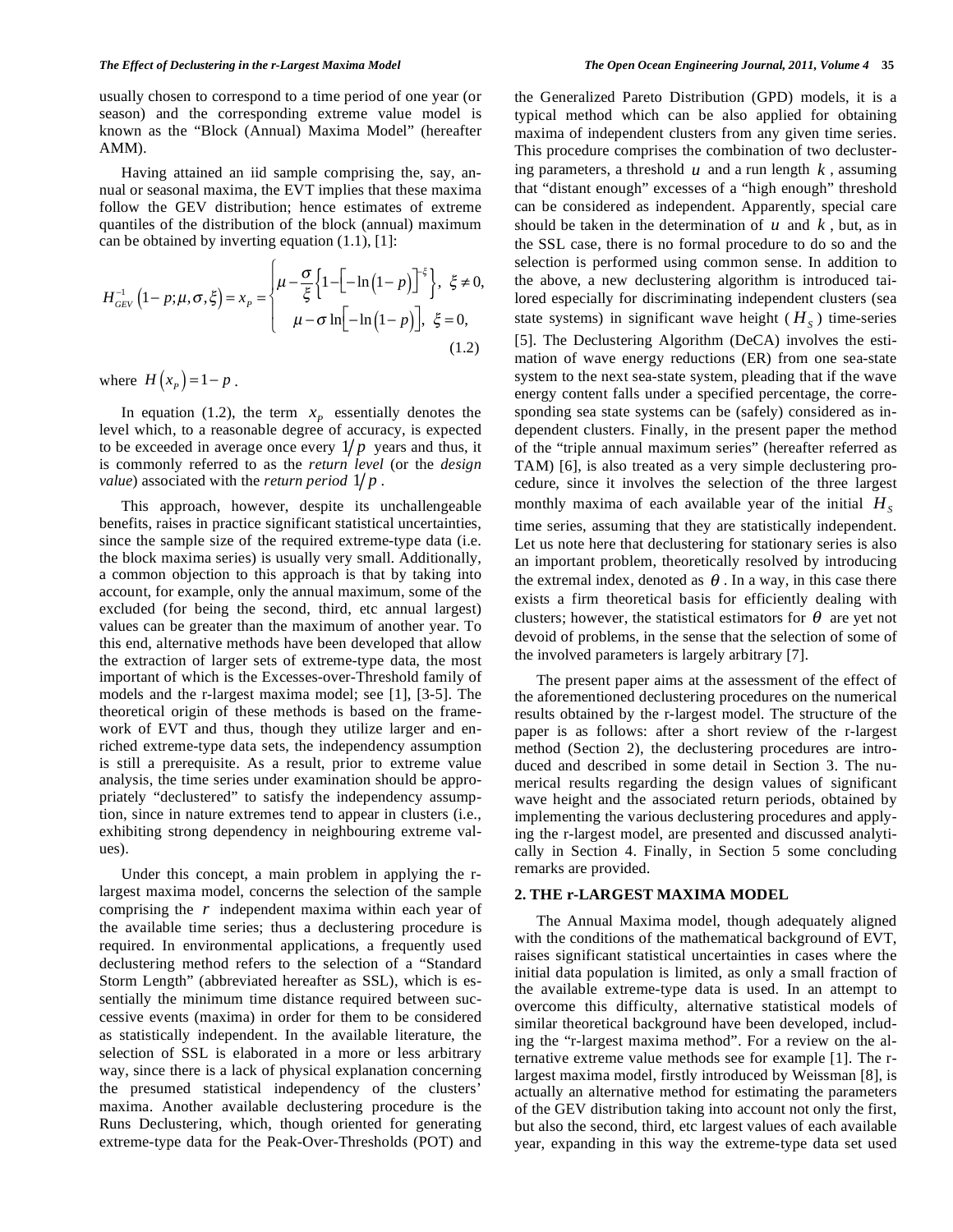usually chosen to correspond to a time period of one year (or season) and the corresponding extreme value model is known as the "Block (Annual) Maxima Model" (hereafter AMM).

Having attained an iid sample comprising the, say, annual or seasonal maxima, the EVT implies that these maxima follow the GEV distribution; hence estimates of extreme quantiles of the distribution of the block (annual) maximum can be obtained by inverting equation (1.1), [1]:

$$H_{GEV}^{-1}\left(1-p;\mu,\sigma,\xi\right)=x_P=\begin{cases}\mu-\dfrac{\sigma}{\xi}\left\{1-\left[-\ln\left(1-p\right)\right]^{-\xi}\right\}, & \xi\neq 0,\\ \mu-\sigma\ln\left[-\ln\left(1-p\right)\right], & \xi=0,\end{cases} \tag{1.2}$$

where $H\left(x_P\right)=1-p$.

In equation (1.2), the term $x_p$ essentially denotes the level which, to a reasonable degree of accuracy, is expected to be exceeded in average once every $1/p$ years and thus, it is commonly referred to as the *return level* (or the *design value*) associated with the *return period* $1/p$.

This approach, however, despite its unchallengeable benefits, raises in practice significant statistical uncertainties, since the sample size of the required extreme-type data (i.e. the block maxima series) is usually very small. Additionally, a common objection to this approach is that by taking into account, for example, only the annual maximum, some of the excluded (for being the second, third, etc annual largest) values can be greater than the maximum of another year. To this end, alternative methods have been developed that allow the extraction of larger sets of extreme-type data, the most important of which is the Excesses-over-Threshold family of models and the r-largest maxima model; see [1], [3-5]. The theoretical origin of these methods is based on the framework of EVT and thus, though they utilize larger and enriched extreme-type data sets, the independency assumption is still a prerequisite. As a result, prior to extreme value analysis, the time series under examination should be appropriately "declustered" to satisfy the independency assumption, since in nature extremes tend to appear in clusters (i.e., exhibiting strong dependency in neighbouring extreme values).

Under this concept, a main problem in applying the r-largest maxima model, concerns the selection of the sample comprising the $r$ independent maxima within each year of the available time series; thus a declustering procedure is required. In environmental applications, a frequently used declustering method refers to the selection of a "Standard Storm Length" (abbreviated hereafter as SSL), which is essentially the minimum time distance required between successive events (maxima) in order for them to be considered as statistically independent. In the available literature, the selection of SSL is elaborated in a more or less arbitrary way, since there is a lack of physical explanation concerning the presumed statistical independency of the clusters' maxima. Another available declustering procedure is the Runs Declustering, which, though oriented for generating extreme-type data for the Peak-Over-Thresholds (POT) and the Generalized Pareto Distribution (GPD) models, it is a typical method which can be also applied for obtaining maxima of independent clusters from any given time series. This procedure comprises the combination of two declustering parameters, a threshold $u$ and a run length $k$, assuming that "distant enough" excesses of a "high enough" threshold can be considered as independent. Apparently, special care should be taken in the determination of $u$ and $k$, but, as in the SSL case, there is no formal procedure to do so and the selection is performed using common sense. In addition to the above, a new declustering algorithm is introduced tailored especially for discriminating independent clusters (sea state systems) in significant wave height ($H_S$) time-series [5]. The Declustering Algorithm (DeCA) involves the estimation of wave energy reductions (ER) from one sea-state system to the next sea-state system, pleading that if the wave energy content falls under a specified percentage, the corresponding sea state systems can be (safely) considered as independent clusters. Finally, in the present paper the method of the "triple annual maximum series" (hereafter referred as TAM) [6], is also treated as a very simple declustering procedure, since it involves the selection of the three largest monthly maxima of each available year of the initial $H_S$ time series, assuming that they are statistically independent. Let us note here that declustering for stationary series is also an important problem, theoretically resolved by introducing the extremal index, denoted as $\theta$. In a way, in this case there exists a firm theoretical basis for efficiently dealing with clusters; however, the statistical estimators for $\theta$ are yet not devoid of problems, in the sense that the selection of some of the involved parameters is largely arbitrary [7].

The present paper aims at the assessment of the effect of the aforementioned declustering procedures on the numerical results obtained by the r-largest model. The structure of the paper is as follows: after a short review of the r-largest method (Section 2), the declustering procedures are introduced and described in some detail in Section 3. The numerical results regarding the design values of significant wave height and the associated return periods, obtained by implementing the various declustering procedures and applying the r-largest model, are presented and discussed analytically in Section 4. Finally, in Section 5 some concluding remarks are provided.

## 2. THE r-LARGEST MAXIMA MODEL

The Annual Maxima model, though adequately aligned with the conditions of the mathematical background of EVT, raises significant statistical uncertainties in cases where the initial data population is limited, as only a small fraction of the available extreme-type data is used. In an attempt to overcome this difficulty, alternative statistical models of similar theoretical background have been developed, including the "r-largest maxima method". For a review on the alternative extreme value methods see for example [1]. The r-largest maxima model, firstly introduced by Weissman [8], is actually an alternative method for estimating the parameters of the GEV distribution taking into account not only the first, but also the second, third, etc largest values of each available year, expanding in this way the extreme-type data set used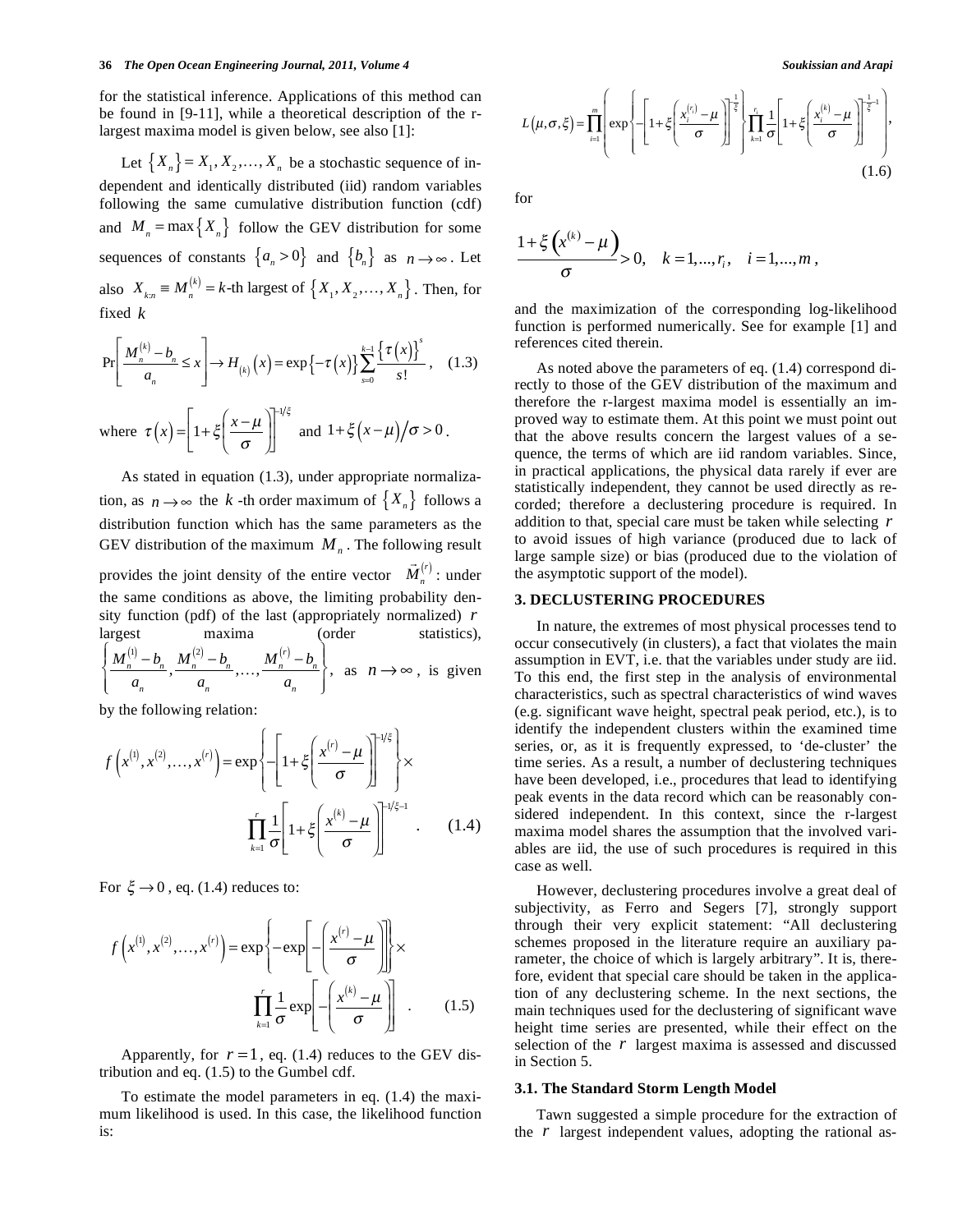for the statistical inference. Applications of this method can be found in [9-11], while a theoretical description of the r-largest maxima model is given below, see also [1]:

Let $\{X_n\} = X_1, X_2, \ldots, X_n$ be a stochastic sequence of independent and identically distributed (iid) random variables following the same cumulative distribution function (cdf) and $M_n = \max\{X_n\}$ follow the GEV distribution for some sequences of constants $\{a_n > 0\}$ and $\{b_n\}$ as $n \to \infty$. Let also $X_{k:n} \equiv M_n^{(k)} = k$-th largest of $\{X_1, X_2, \ldots, X_n\}$. Then, for fixed $k$

$$\Pr\left[\frac{M_n^{(k)} - b_n}{a_n} \le x\right] \to H_{(k)}(x) = \exp\{-\tau(x)\} \sum_{s=0}^{k-1} \frac{\{\tau(x)\}^s}{s!}, \quad (1.3)$$

where $\tau(x) = \left[1 + \xi\left(\frac{x-\mu}{\sigma}\right)\right]^{-1/\xi}$ and $1 + \xi(x-\mu)/\sigma > 0$.

As stated in equation (1.3), under appropriate normalization, as $n \to \infty$ the $k$-th order maximum of $\{X_n\}$ follows a distribution function which has the same parameters as the GEV distribution of the maximum $M_n$. The following result provides the joint density of the entire vector $\vec{M}_n^{(r)}$: under the same conditions as above, the limiting probability density function (pdf) of the last (appropriately normalized) $r$ largest maxima (order statistics), $\left\{\frac{M_n^{(1)} - b_n}{a_n}, \frac{M_n^{(2)} - b_n}{a_n}, \ldots, \frac{M_n^{(r)} - b_n}{a_n}\right\}$, as $n \to \infty$, is given by the following relation:

$$f\left(x^{(1)}, x^{(2)}, \ldots, x^{(r)}\right) = \exp\left\{-\left[1 + \xi\left(\frac{x^{(r)} - \mu}{\sigma}\right)\right]^{-1/\xi}\right\} \times \prod_{k=1}^{r} \frac{1}{\sigma}\left[1 + \xi\left(\frac{x^{(k)} - \mu}{\sigma}\right)\right]^{-1/\xi - 1}. \quad (1.4)$$

For $\xi \to 0$, eq. (1.4) reduces to:

$$f\left(x^{(1)}, x^{(2)}, \ldots, x^{(r)}\right) = \exp\left\{-\exp\left[-\left(\frac{x^{(r)} - \mu}{\sigma}\right)\right]\right\} \times \prod_{k=1}^{r} \frac{1}{\sigma} \exp\left[-\left(\frac{x^{(k)} - \mu}{\sigma}\right)\right]. \quad (1.5)$$

Apparently, for $r = 1$, eq. (1.4) reduces to the GEV distribution and eq. (1.5) to the Gumbel cdf.

To estimate the model parameters in eq. (1.4) the maximum likelihood is used. In this case, the likelihood function is:

$$L(\mu, \sigma, \xi) = \prod_{i=1}^{m} \left( \exp\left\{-\left[1 + \xi\left(\frac{x_i^{(r_i)} - \mu}{\sigma}\right)\right]^{-\frac{1}{\xi}}\right\} \prod_{k=1}^{r_i} \frac{1}{\sigma}\left[1 + \xi\left(\frac{x_i^{(k)} - \mu}{\sigma}\right)\right]^{-\frac{1}{\xi} - 1} \right), \quad (1.6)$$

for

$$\frac{1 + \xi\left(x^{(k)} - \mu\right)}{\sigma} > 0, \quad k = 1, \ldots, r_i, \quad i = 1, \ldots, m,$$

and the maximization of the corresponding log-likelihood function is performed numerically. See for example [1] and references cited therein.

As noted above the parameters of eq. (1.4) correspond directly to those of the GEV distribution of the maximum and therefore the r-largest maxima model is essentially an improved way to estimate them. At this point we must point out that the above results concern the largest values of a sequence, the terms of which are iid random variables. Since, in practical applications, the physical data rarely if ever are statistically independent, they cannot be used directly as recorded; therefore a declustering procedure is required. In addition to that, special care must be taken while selecting $r$ to avoid issues of high variance (produced due to lack of large sample size) or bias (produced due to the violation of the asymptotic support of the model).

## 3. DECLUSTERING PROCEDURES

In nature, the extremes of most physical processes tend to occur consecutively (in clusters), a fact that violates the main assumption in EVT, i.e. that the variables under study are iid. To this end, the first step in the analysis of environmental characteristics, such as spectral characteristics of wind waves (e.g. significant wave height, spectral peak period, etc.), is to identify the independent clusters within the examined time series, or, as it is frequently expressed, to 'de-cluster' the time series. As a result, a number of declustering techniques have been developed, i.e., procedures that lead to identifying peak events in the data record which can be reasonably considered independent. In this context, since the r-largest maxima model shares the assumption that the involved variables are iid, the use of such procedures is required in this case as well.

However, declustering procedures involve a great deal of subjectivity, as Ferro and Segers [7], strongly support through their very explicit statement: "All declustering schemes proposed in the literature require an auxiliary parameter, the choice of which is largely arbitrary". It is, therefore, evident that special care should be taken in the application of any declustering scheme. In the next sections, the main techniques used for the declustering of significant wave height time series are presented, while their effect on the selection of the $r$ largest maxima is assessed and discussed in Section 5.

### 3.1. The Standard Storm Length Model

Tawn suggested a simple procedure for the extraction of the $r$ largest independent values, adopting the rational as-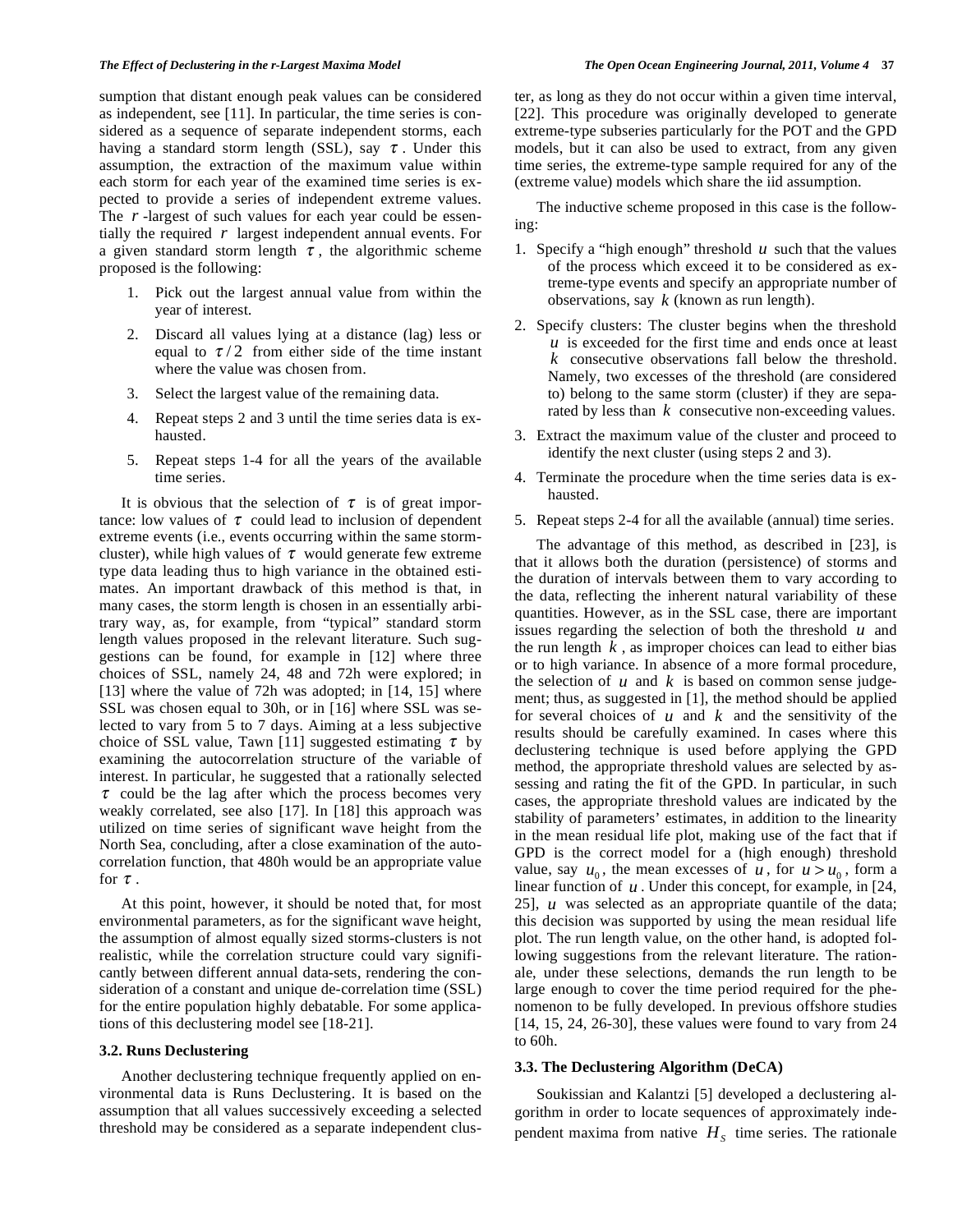sumption that distant enough peak values can be considered as independent, see [11]. In particular, the time series is considered as a sequence of separate independent storms, each having a standard storm length (SSL), say $\tau$. Under this assumption, the extraction of the maximum value within each storm for each year of the examined time series is expected to provide a series of independent extreme values. The $r$-largest of such values for each year could be essentially the required $r$ largest independent annual events. For a given standard storm length $\tau$, the algorithmic scheme proposed is the following:

1. Pick out the largest annual value from within the year of interest.
2. Discard all values lying at a distance (lag) less or equal to $\tau/2$ from either side of the time instant where the value was chosen from.
3. Select the largest value of the remaining data.
4. Repeat steps 2 and 3 until the time series data is exhausted.
5. Repeat steps 1-4 for all the years of the available time series.

It is obvious that the selection of $\tau$ is of great importance: low values of $\tau$ could lead to inclusion of dependent extreme events (i.e., events occurring within the same storm-cluster), while high values of $\tau$ would generate few extreme type data leading thus to high variance in the obtained estimates. An important drawback of this method is that, in many cases, the storm length is chosen in an essentially arbitrary way, as, for example, from "typical" standard storm length values proposed in the relevant literature. Such suggestions can be found, for example in [12] where three choices of SSL, namely 24, 48 and 72h were explored; in [13] where the value of 72h was adopted; in [14, 15] where SSL was chosen equal to 30h, or in [16] where SSL was selected to vary from 5 to 7 days. Aiming at a less subjective choice of SSL value, Tawn [11] suggested estimating $\tau$ by examining the autocorrelation structure of the variable of interest. In particular, he suggested that a rationally selected $\tau$ could be the lag after which the process becomes very weakly correlated, see also [17]. In [18] this approach was utilized on time series of significant wave height from the North Sea, concluding, after a close examination of the autocorrelation function, that 480h would be an appropriate value for $\tau$.

At this point, however, it should be noted that, for most environmental parameters, as for the significant wave height, the assumption of almost equally sized storms-clusters is not realistic, while the correlation structure could vary significantly between different annual data-sets, rendering the consideration of a constant and unique de-correlation time (SSL) for the entire population highly debatable. For some applications of this declustering model see [18-21].

### 3.2. Runs Declustering

Another declustering technique frequently applied on environmental data is Runs Declustering. It is based on the assumption that all values successively exceeding a selected threshold may be considered as a separate independent cluster, as long as they do not occur within a given time interval, [22]. This procedure was originally developed to generate extreme-type subseries particularly for the POT and the GPD models, but it can also be used to extract, from any given time series, the extreme-type sample required for any of the (extreme value) models which share the iid assumption.

The inductive scheme proposed in this case is the following:

1. Specify a "high enough" threshold $u$ such that the values of the process which exceed it to be considered as extreme-type events and specify an appropriate number of observations, say $k$ (known as run length).
2. Specify clusters: The cluster begins when the threshold $u$ is exceeded for the first time and ends once at least $k$ consecutive observations fall below the threshold. Namely, two excesses of the threshold (are considered to) belong to the same storm (cluster) if they are separated by less than $k$ consecutive non-exceeding values.
3. Extract the maximum value of the cluster and proceed to identify the next cluster (using steps 2 and 3).
4. Terminate the procedure when the time series data is exhausted.
5. Repeat steps 2-4 for all the available (annual) time series.

The advantage of this method, as described in [23], is that it allows both the duration (persistence) of storms and the duration of intervals between them to vary according to the data, reflecting the inherent natural variability of these quantities. However, as in the SSL case, there are important issues regarding the selection of both the threshold $u$ and the run length $k$, as improper choices can lead to either bias or to high variance. In absence of a more formal procedure, the selection of $u$ and $k$ is based on common sense judgement; thus, as suggested in [1], the method should be applied for several choices of $u$ and $k$ and the sensitivity of the results should be carefully examined. In cases where this declustering technique is used before applying the GPD method, the appropriate threshold values are selected by assessing and rating the fit of the GPD. In particular, in such cases, the appropriate threshold values are indicated by the stability of parameters' estimates, in addition to the linearity in the mean residual life plot, making use of the fact that if GPD is the correct model for a (high enough) threshold value, say $u_0$, the mean excesses of $u$, for $u > u_0$, form a linear function of $u$. Under this concept, for example, in [24, 25], $u$ was selected as an appropriate quantile of the data; this decision was supported by using the mean residual life plot. The run length value, on the other hand, is adopted following suggestions from the relevant literature. The rationale, under these selections, demands the run length to be large enough to cover the time period required for the phenomenon to be fully developed. In previous offshore studies [14, 15, 24, 26-30], these values were found to vary from 24 to 60h.

### 3.3. The Declustering Algorithm (DeCA)

Soukissian and Kalantzi [5] developed a declustering algorithm in order to locate sequences of approximately independent maxima from native $H_S$ time series. The rationale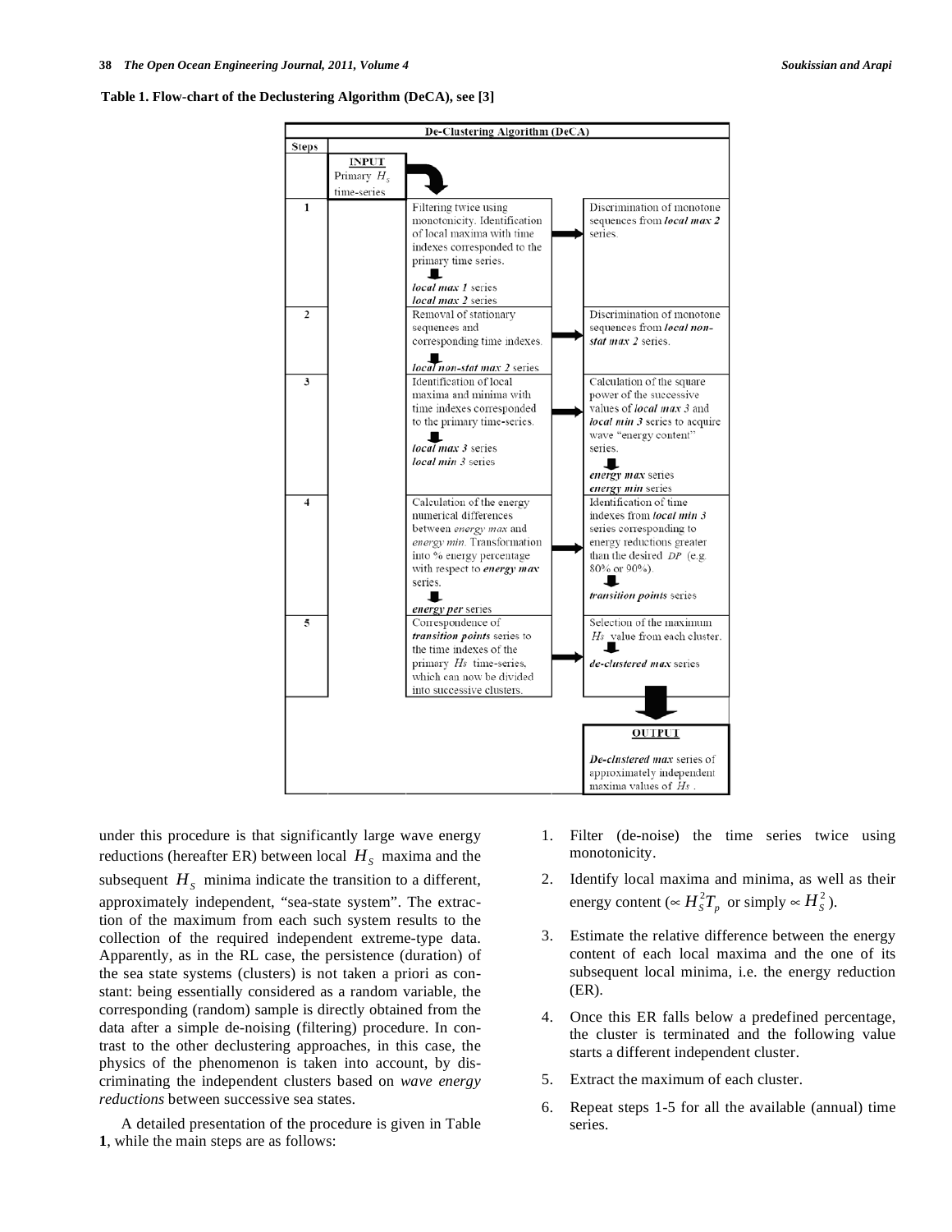**Table 1. Flow-chart of the Declustering Algorithm (DeCA), see [3]**

| De-Clustering Algorithm (DeCA) | | | |
|---|---|---|---|
| **Steps** | | | |
| | **INPUT** Primary $H_s$ time-series | | |
| 1 | | Filtering twice using monotonicity. Identification of local maxima with time indexes corresponded to the primary time series. ⬇ ***local max 1*** series ***local max 2*** series | Discrimination of monotone sequences from ***local max 2*** series. |
| 2 | | Removal of stationary sequences and corresponding time indexes. ⬇ ***local non-stat max 2*** series | Discrimination of monotone sequences from ***local non-stat max 2*** series. |
| 3 | | Identification of local maxima and minima with time indexes corresponded to the primary time-series. ⬇ ***local max 3*** series ***local min 3*** series | Calculation of the square power of the successive values of ***local max 3*** and ***local min 3*** series to acquire wave "energy content" series. ⬇ ***energy max*** series ***energy min*** series |
| 4 | | Calculation of the energy numerical differences between *energy max* and *energy min*. Transformation into % energy percentage with respect to ***energy max*** series. ⬇ ***energy per*** series | Identification of time indexes from ***local min 3*** series corresponding to energy reductions greater than the desired *DP* (e.g. 80% or 90%). ⬇ ***transition points*** series |
| 5 | | Correspondence of ***transition points*** series to the time indexes of the primary *Hs* time-series, which can now be divided into successive clusters. | Selection of the maximum *Hs* value from each cluster. ⬇ ***de-clustered max*** series |
| | | | **OUTPUT** ***De-clustered max*** series of approximately independent maxima values of *Hs*. |

under this procedure is that significantly large wave energy reductions (hereafter ER) between local $H_S$ maxima and the subsequent $H_S$ minima indicate the transition to a different, approximately independent, "sea-state system". The extraction of the maximum from each such system results to the collection of the required independent extreme-type data. Apparently, as in the RL case, the persistence (duration) of the sea state systems (clusters) is not taken a priori as constant: being essentially considered as a random variable, the corresponding (random) sample is directly obtained from the data after a simple de-noising (filtering) procedure. In contrast to the other declustering approaches, in this case, the physics of the phenomenon is taken into account, by discriminating the independent clusters based on *wave energy reductions* between successive sea states.

A detailed presentation of the procedure is given in Table **1**, while the main steps are as follows:

1. Filter (de-noise) the time series twice using monotonicity.
2. Identify local maxima and minima, as well as their energy content ($\propto H_S^2 T_p$ or simply $\propto H_S^2$).
3. Estimate the relative difference between the energy content of each local maxima and the one of its subsequent local minima, i.e. the energy reduction (ER).
4. Once this ER falls below a predefined percentage, the cluster is terminated and the following value starts a different independent cluster.
5. Extract the maximum of each cluster.
6. Repeat steps 1-5 for all the available (annual) time series.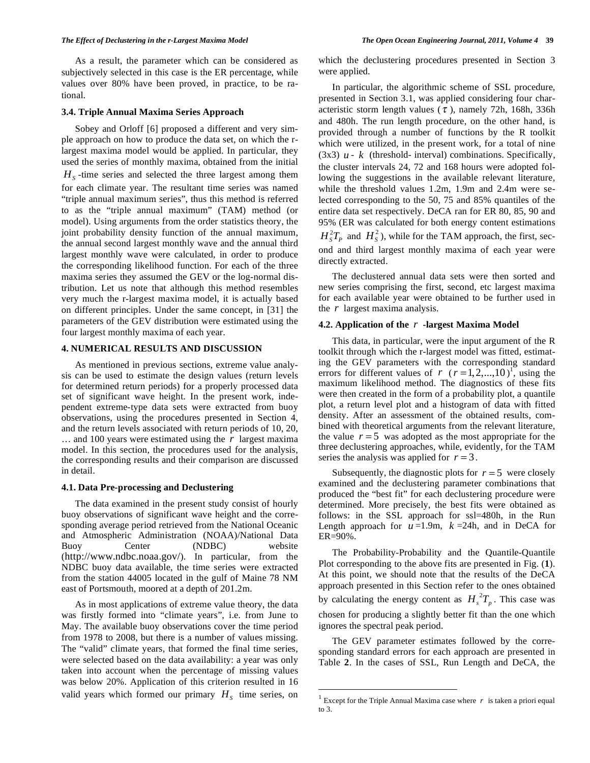As a result, the parameter which can be considered as subjectively selected in this case is the ER percentage, while values over 80% have been proved, in practice, to be rational.

### 3.4. Triple Annual Maxima Series Approach

Sobey and Orloff [6] proposed a different and very simple approach on how to produce the data set, on which the r-largest maxima model would be applied. In particular, they used the series of monthly maxima, obtained from the initial $H_S$ -time series and selected the three largest among them for each climate year. The resultant time series was named "triple annual maximum series", thus this method is referred to as the "triple annual maximum" (TAM) method (or model). Using arguments from the order statistics theory, the joint probability density function of the annual maximum, the annual second largest monthly wave and the annual third largest monthly wave were calculated, in order to produce the corresponding likelihood function. For each of the three maxima series they assumed the GEV or the log-normal distribution. Let us note that although this method resembles very much the r-largest maxima model, it is actually based on different principles. Under the same concept, in [31] the parameters of the GEV distribution were estimated using the four largest monthly maxima of each year.

## 4. NUMERICAL RESULTS AND DISCUSSION

As mentioned in previous sections, extreme value analysis can be used to estimate the design values (return levels for determined return periods) for a properly processed data set of significant wave height. In the present work, independent extreme-type data sets were extracted from buoy observations, using the procedures presented in Section 4, and the return levels associated with return periods of 10, 20, … and 100 years were estimated using the $r$ largest maxima model. In this section, the procedures used for the analysis, the corresponding results and their comparison are discussed in detail.

### 4.1. Data Pre-processing and Declustering

The data examined in the present study consist of hourly buoy observations of significant wave height and the corresponding average period retrieved from the National Oceanic and Atmospheric Administration (NOAA)/National Data Buoy Center (NDBC) website (http://www.ndbc.noaa.gov/). In particular, from the NDBC buoy data available, the time series were extracted from the station 44005 located in the gulf of Maine 78 NM east of Portsmouth, moored at a depth of 201.2m.

As in most applications of extreme value theory, the data was firstly formed into "climate years", i.e. from June to May. The available buoy observations cover the time period from 1978 to 2008, but there is a number of values missing. The "valid" climate years, that formed the final time series, were selected based on the data availability: a year was only taken into account when the percentage of missing values was below 20%. Application of this criterion resulted in 16 valid years which formed our primary $H_S$ time series, on which the declustering procedures presented in Section 3 were applied.

In particular, the algorithmic scheme of SSL procedure, presented in Section 3.1, was applied considering four characteristic storm length values ($\tau$), namely 72h, 168h, 336h and 480h. The run length procedure, on the other hand, is provided through a number of functions by the R toolkit which were utilized, in the present work, for a total of nine (3x3) $u$ - $k$ (threshold- interval) combinations. Specifically, the cluster intervals 24, 72 and 168 hours were adopted following the suggestions in the available relevant literature, while the threshold values 1.2m, 1.9m and 2.4m were selected corresponding to the 50, 75 and 85% quantiles of the entire data set respectively. DeCA ran for ER 80, 85, 90 and 95% (ER was calculated for both energy content estimations $H_S^2 T_P$ and $H_S^2$), while for the TAM approach, the first, second and third largest monthly maxima of each year were directly extracted.

The declustered annual data sets were then sorted and new series comprising the first, second, etc largest maxima for each available year were obtained to be further used in the $r$ largest maxima analysis.

### 4.2. Application of the $r$ -largest Maxima Model

This data, in particular, were the input argument of the R toolkit through which the r-largest model was fitted, estimating the GEV parameters with the corresponding standard errors for different values of $r$ $(r = 1, 2, ..., 10)$[1], using the maximum likelihood method. The diagnostics of these fits were then created in the form of a probability plot, a quantile plot, a return level plot and a histogram of data with fitted density. After an assessment of the obtained results, combined with theoretical arguments from the relevant literature, the value $r = 5$ was adopted as the most appropriate for the three declustering approaches, while, evidently, for the TAM series the analysis was applied for $r = 3$.

Subsequently, the diagnostic plots for $r = 5$ were closely examined and the declustering parameter combinations that produced the "best fit" for each declustering procedure were determined. More precisely, the best fits were obtained as follows: in the SSL approach for ssl=480h, in the Run Length approach for $u$=1.9m, $k$=24h, and in DeCA for ER=90%.

The Probability-Probability and the Quantile-Quantile Plot corresponding to the above fits are presented in Fig. (**1**). At this point, we should note that the results of the DeCA approach presented in this Section refer to the ones obtained by calculating the energy content as $H_s^2 T_p$. This case was chosen for producing a slightly better fit than the one which ignores the spectral peak period.

The GEV parameter estimates followed by the corresponding standard errors for each approach are presented in Table **2**. In the cases of SSL, Run Length and DeCA, the

---

[1] Except for the Triple Annual Maxima case where $r$ is taken a priori equal to 3.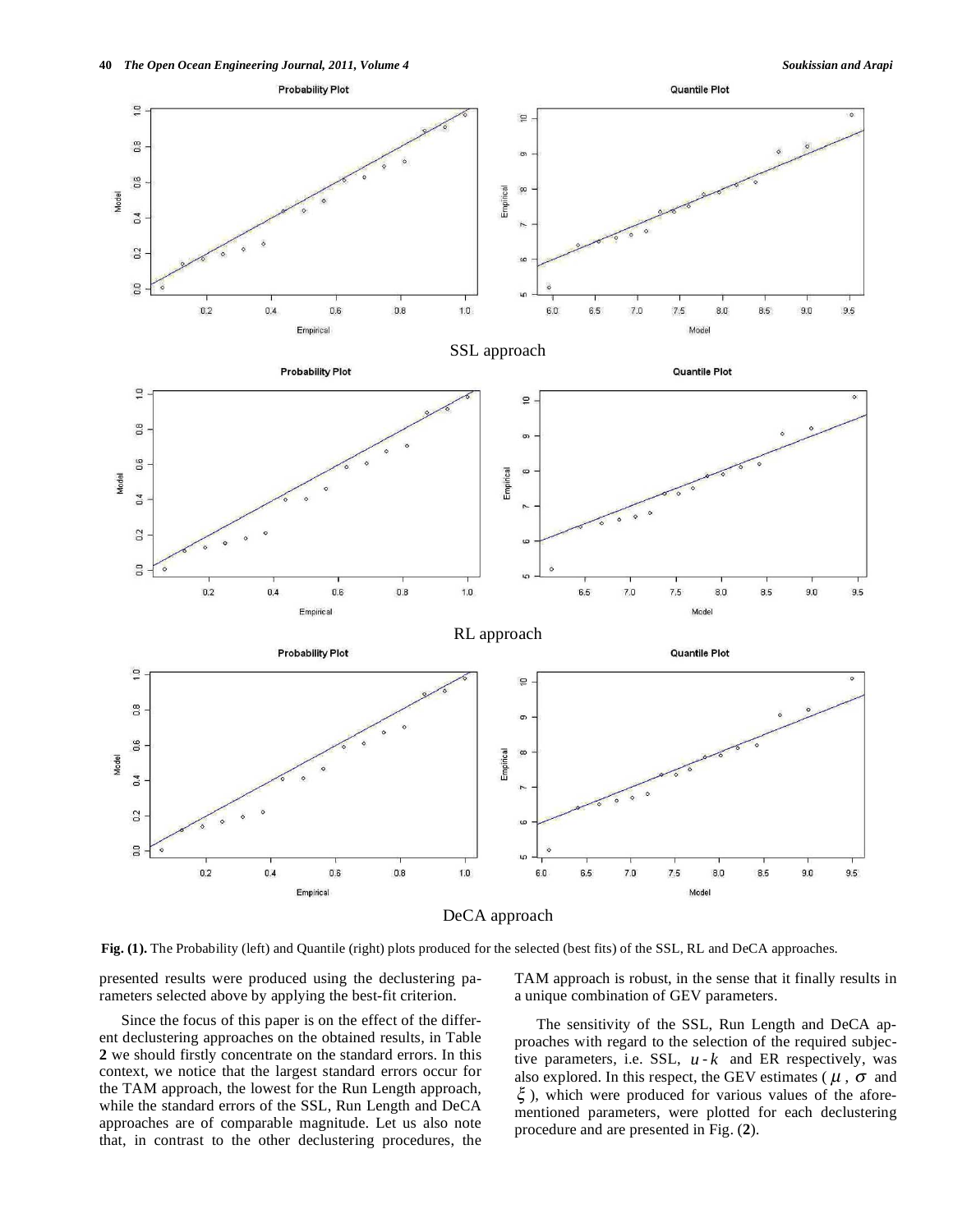SSL approach

RL approach

DeCA approach

**Fig. (1).** The Probability (left) and Quantile (right) plots produced for the selected (best fits) of the SSL, RL and DeCA approaches.

presented results were produced using the declustering parameters selected above by applying the best-fit criterion.

Since the focus of this paper is on the effect of the different declustering approaches on the obtained results, in Table **2** we should firstly concentrate on the standard errors. In this context, we notice that the largest standard errors occur for the TAM approach, the lowest for the Run Length approach, while the standard errors of the SSL, Run Length and DeCA approaches are of comparable magnitude. Let us also note that, in contrast to the other declustering procedures, the TAM approach is robust, in the sense that it finally results in a unique combination of GEV parameters.

The sensitivity of the SSL, Run Length and DeCA approaches with regard to the selection of the required subjective parameters, i.e. SSL, $u$ - $k$ and ER respectively, was also explored. In this respect, the GEV estimates ($\mu$, $\sigma$ and $\xi$), which were produced for various values of the aforementioned parameters, were plotted for each declustering procedure and are presented in Fig. (**2**).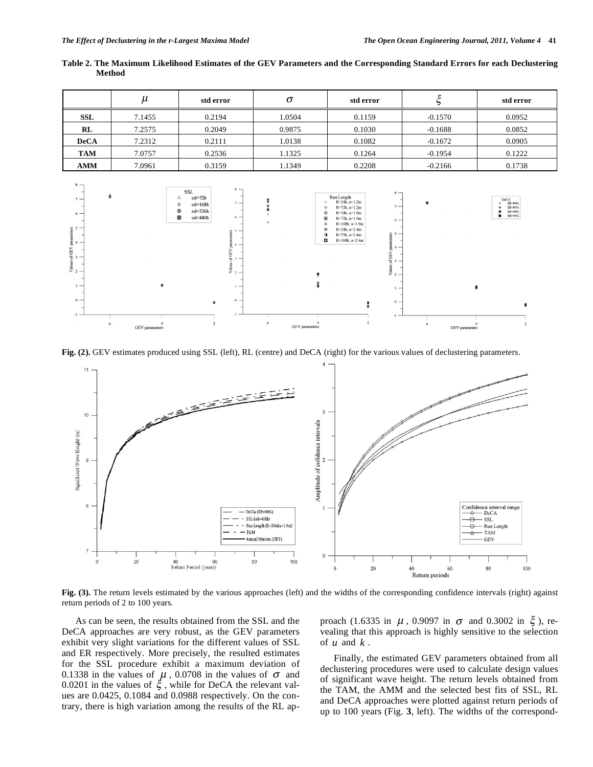**Table 2. The Maximum Likelihood Estimates of the GEV Parameters and the Corresponding Standard Errors for each Declustering Method**

| | $\mu$ | std error | $\sigma$ | std error | $\xi$ | std error |
|---|---|---|---|---|---|---|
| **SSL** | 7.1455 | 0.2194 | 1.0504 | 0.1159 | -0.1570 | 0.0952 |
| **RL** | 7.2575 | 0.2049 | 0.9875 | 0.1030 | -0.1688 | 0.0852 |
| **DeCA** | 7.2312 | 0.2111 | 1.0138 | 0.1082 | -0.1672 | 0.0905 |
| **TAM** | 7.0757 | 0.2536 | 1.1325 | 0.1264 | -0.1954 | 0.1222 |
| **AMM** | 7.0961 | 0.3159 | 1.1349 | 0.2208 | -0.2166 | 0.1738 |

**Fig. (2).** GEV estimates produced using SSL (left), RL (centre) and DeCA (right) for the various values of declustering parameters.

**Fig. (3).** The return levels estimated by the various approaches (left) and the widths of the corresponding confidence intervals (right) against return periods of 2 to 100 years.

As can be seen, the results obtained from the SSL and the DeCA approaches are very robust, as the GEV parameters exhibit very slight variations for the different values of SSL and ER respectively. More precisely, the resulted estimates for the SSL procedure exhibit a maximum deviation of 0.1338 in the values of $\mu$, 0.0708 in the values of $\sigma$ and 0.0201 in the values of $\xi$, while for DeCA the relevant values are 0.0425, 0.1084 and 0.0988 respectively. On the contrary, there is high variation among the results of the RL approach (1.6335 in $\mu$, 0.9097 in $\sigma$ and 0.3002 in $\xi$), revealing that this approach is highly sensitive to the selection of $u$ and $k$.

Finally, the estimated GEV parameters obtained from all declustering procedures were used to calculate design values of significant wave height. The return levels obtained from the TAM, the AMM and the selected best fits of SSL, RL and DeCA approaches were plotted against return periods of up to 100 years (Fig. **3**, left). The widths of the correspond-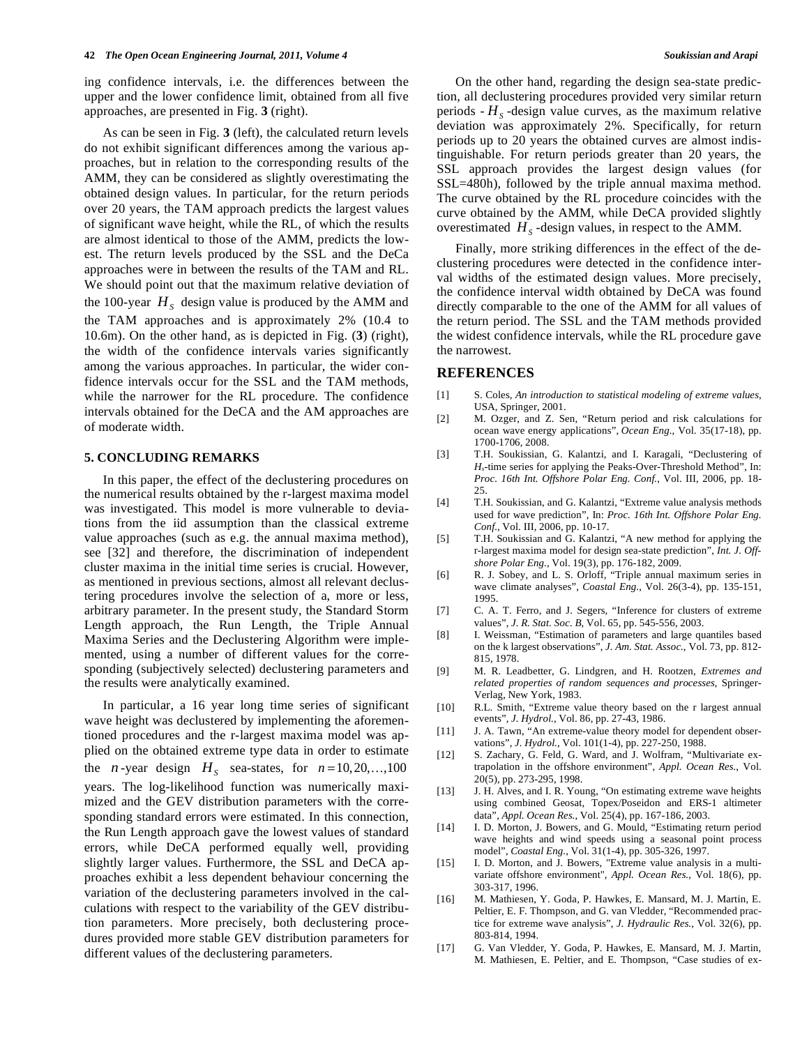ing confidence intervals, i.e. the differences between the upper and the lower confidence limit, obtained from all five approaches, are presented in Fig. **3** (right).

As can be seen in Fig. **3** (left), the calculated return levels do not exhibit significant differences among the various approaches, but in relation to the corresponding results of the AMM, they can be considered as slightly overestimating the obtained design values. In particular, for the return periods over 20 years, the TAM approach predicts the largest values of significant wave height, while the RL, of which the results are almost identical to those of the AMM, predicts the lowest. The return levels produced by the SSL and the DeCa approaches were in between the results of the TAM and RL. We should point out that the maximum relative deviation of the 100-year $H_S$ design value is produced by the AMM and the TAM approaches and is approximately 2% (10.4 to 10.6m). On the other hand, as is depicted in Fig. (**3**) (right), the width of the confidence intervals varies significantly among the various approaches. In particular, the wider confidence intervals occur for the SSL and the TAM methods, while the narrower for the RL procedure. The confidence intervals obtained for the DeCA and the AM approaches are of moderate width.

## 5. CONCLUDING REMARKS

In this paper, the effect of the declustering procedures on the numerical results obtained by the r-largest maxima model was investigated. This model is more vulnerable to deviations from the iid assumption than the classical extreme value approaches (such as e.g. the annual maxima method), see [32] and therefore, the discrimination of independent cluster maxima in the initial time series is crucial. However, as mentioned in previous sections, almost all relevant declustering procedures involve the selection of a, more or less, arbitrary parameter. In the present study, the Standard Storm Length approach, the Run Length, the Triple Annual Maxima Series and the Declustering Algorithm were implemented, using a number of different values for the corresponding (subjectively selected) declustering parameters and the results were analytically examined.

In particular, a 16 year long time series of significant wave height was declustered by implementing the aforementioned procedures and the r-largest maxima model was applied on the obtained extreme type data in order to estimate the $n$-year design $H_S$ sea-states, for $n = 10, 20, \ldots, 100$ years. The log-likelihood function was numerically maximized and the GEV distribution parameters with the corresponding standard errors were estimated. In this connection, the Run Length approach gave the lowest values of standard errors, while DeCA performed equally well, providing slightly larger values. Furthermore, the SSL and DeCA approaches exhibit a less dependent behaviour concerning the variation of the declustering parameters involved in the calculations with respect to the variability of the GEV distribution parameters. More precisely, both declustering procedures provided more stable GEV distribution parameters for different values of the declustering parameters.

On the other hand, regarding the design sea-state prediction, all declustering procedures provided very similar return periods - $H_S$ -design value curves, as the maximum relative deviation was approximately 2%. Specifically, for return periods up to 20 years the obtained curves are almost indistinguishable. For return periods greater than 20 years, the SSL approach provides the largest design values (for SSL=480h), followed by the triple annual maxima method. The curve obtained by the RL procedure coincides with the curve obtained by the AMM, while DeCA provided slightly overestimated $H_S$ -design values, in respect to the AMM.

Finally, more striking differences in the effect of the declustering procedures were detected in the confidence interval widths of the estimated design values. More precisely, the confidence interval width obtained by DeCA was found directly comparable to the one of the AMM for all values of the return period. The SSL and the TAM methods provided the widest confidence intervals, while the RL procedure gave the narrowest.

## REFERENCES

[1] S. Coles, *An introduction to statistical modeling of extreme values*, USA, Springer, 2001.

[2] M. Ozger, and Z. Sen, "Return period and risk calculations for ocean wave energy applications", *Ocean Eng.*, Vol. 35(17-18), pp. 1700-1706, 2008.

[3] T.H. Soukissian, G. Kalantzi, and I. Karagali, "Declustering of $H_s$-time series for applying the Peaks-Over-Threshold Method", In: *Proc. 16th Int. Offshore Polar Eng. Conf.*, Vol. III, 2006, pp. 18-25.

[4] T.H. Soukissian, and G. Kalantzi, "Extreme value analysis methods used for wave prediction", In: *Proc. 16th Int. Offshore Polar Eng. Conf.*, Vol. III, 2006, pp. 10-17.

[5] T.H. Soukissian and G. Kalantzi, "A new method for applying the r-largest maxima model for design sea-state prediction", *Int. J. Offshore Polar Eng.*, Vol. 19(3), pp. 176-182, 2009.

[6] R. J. Sobey, and L. S. Orloff, "Triple annual maximum series in wave climate analyses", *Coastal Eng.*, Vol. 26(3-4), pp. 135-151, 1995.

[7] C. A. T. Ferro, and J. Segers, "Inference for clusters of extreme values", *J. R. Stat. Soc. B*, Vol. 65, pp. 545-556, 2003.

[8] I. Weissman, "Estimation of parameters and large quantiles based on the k largest observations", *J. Am. Stat. Assoc.*, Vol. 73, pp. 812-815, 1978.

[9] M. R. Leadbetter, G. Lindgren, and H. Rootzen, *Extremes and related properties of random sequences and processes*, Springer-Verlag, New York, 1983.

[10] R.L. Smith, "Extreme value theory based on the r largest annual events", *J. Hydrol.*, Vol. 86, pp. 27-43, 1986.

[11] J. A. Tawn, "An extreme-value theory model for dependent observations", *J. Hydrol.*, Vol. 101(1-4), pp. 227-250, 1988.

[12] S. Zachary, G. Feld, G. Ward, and J. Wolfram, "Multivariate extrapolation in the offshore environment", *Appl. Ocean Res.*, Vol. 20(5), pp. 273-295, 1998.

[13] J. H. Alves, and I. R. Young, "On estimating extreme wave heights using combined Geosat, Topex/Poseidon and ERS-1 altimeter data", *Appl. Ocean Res.*, Vol. 25(4), pp. 167-186, 2003.

[14] I. D. Morton, J. Bowers, and G. Mould, "Estimating return period wave heights and wind speeds using a seasonal point process model", *Coastal Eng.*, Vol. 31(1-4), pp. 305-326, 1997.

[15] I. D. Morton, and J. Bowers, "Extreme value analysis in a multivariate offshore environment", *Appl. Ocean Res.*, Vol. 18(6), pp. 303-317, 1996.

[16] M. Mathiesen, Y. Goda, P. Hawkes, E. Mansard, M. J. Martin, E. Peltier, E. F. Thompson, and G. van Vledder, "Recommended practice for extreme wave analysis", *J. Hydraulic Res.*, Vol. 32(6), pp. 803-814, 1994.

[17] G. Van Vledder, Y. Goda, P. Hawkes, E. Mansard, M. J. Martin, M. Mathiesen, E. Peltier, and E. Thompson, "Case studies of ex-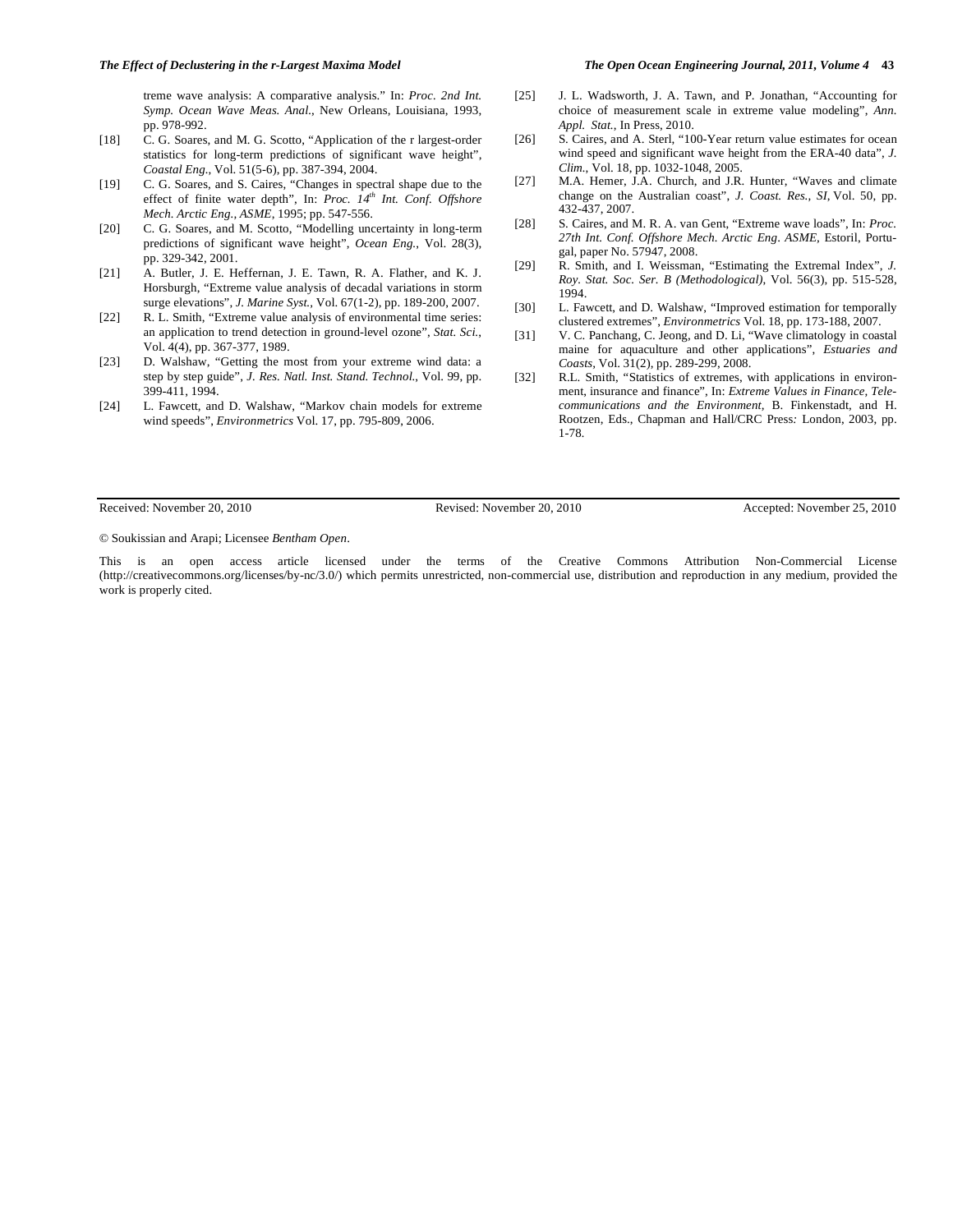treme wave analysis: A comparative analysis." In: *Proc. 2nd Int. Symp. Ocean Wave Meas. Anal.*, New Orleans, Louisiana, 1993, pp. 978-992.

[18] C. G. Soares, and M. G. Scotto, "Application of the r largest-order statistics for long-term predictions of significant wave height", *Coastal Eng.*, Vol. 51(5-6), pp. 387-394, 2004.

[19] C. G. Soares, and S. Caires, "Changes in spectral shape due to the effect of finite water depth", In: *Proc. 14th Int. Conf. Offshore Mech. Arctic Eng., ASME*, 1995; pp. 547-556.

[20] C. G. Soares, and M. Scotto, "Modelling uncertainty in long-term predictions of significant wave height", *Ocean Eng.*, Vol. 28(3), pp. 329-342, 2001.

[21] A. Butler, J. E. Heffernan, J. E. Tawn, R. A. Flather, and K. J. Horsburgh, "Extreme value analysis of decadal variations in storm surge elevations", *J. Marine Syst.*, Vol. 67(1-2), pp. 189-200, 2007.

[22] R. L. Smith, "Extreme value analysis of environmental time series: an application to trend detection in ground-level ozone", *Stat. Sci.*, Vol. 4(4), pp. 367-377, 1989.

[23] D. Walshaw, "Getting the most from your extreme wind data: a step by step guide", *J. Res. Natl. Inst. Stand. Technol.*, Vol. 99, pp. 399-411, 1994.

[24] L. Fawcett, and D. Walshaw, "Markov chain models for extreme wind speeds", *Environmetrics* Vol. 17, pp. 795-809, 2006.

[25] J. L. Wadsworth, J. A. Tawn, and P. Jonathan, "Accounting for choice of measurement scale in extreme value modeling", *Ann. Appl. Stat.*, In Press, 2010.

[26] S. Caires, and A. Sterl, "100-Year return value estimates for ocean wind speed and significant wave height from the ERA-40 data", *J. Clim.*, Vol. 18, pp. 1032-1048, 2005.

[27] M.A. Hemer, J.A. Church, and J.R. Hunter, "Waves and climate change on the Australian coast", *J. Coast. Res., SI*, Vol. 50, pp. 432-437, 2007.

[28] S. Caires, and M. R. A. van Gent, "Extreme wave loads", In: *Proc. 27th Int. Conf. Offshore Mech. Arctic Eng. ASME*, Estoril, Portugal, paper No. 57947, 2008.

[29] R. Smith, and I. Weissman, "Estimating the Extremal Index", *J. Roy. Stat. Soc. Ser. B (Methodological)*, Vol. 56(3), pp. 515-528, 1994.

[30] L. Fawcett, and D. Walshaw, "Improved estimation for temporally clustered extremes", *Environmetrics* Vol. 18, pp. 173-188, 2007.

[31] V. C. Panchang, C. Jeong, and D. Li, "Wave climatology in coastal maine for aquaculture and other applications", *Estuaries and Coasts*, Vol. 31(2), pp. 289-299, 2008.

[32] R.L. Smith, "Statistics of extremes, with applications in environment, insurance and finance", In: *Extreme Values in Finance, Telecommunications and the Environment*, B. Finkenstadt, and H. Rootzen, Eds., Chapman and Hall/CRC Press: London, 2003, pp. 1-78.

Received: November 20, 2010 Revised: November 20, 2010 Accepted: November 25, 2010

© Soukissian and Arapi; Licensee *Bentham Open*.

This is an open access article licensed under the terms of the Creative Commons Attribution Non-Commercial License (http://creativecommons.org/licenses/by-nc/3.0/) which permits unrestricted, non-commercial use, distribution and reproduction in any medium, provided the work is properly cited.